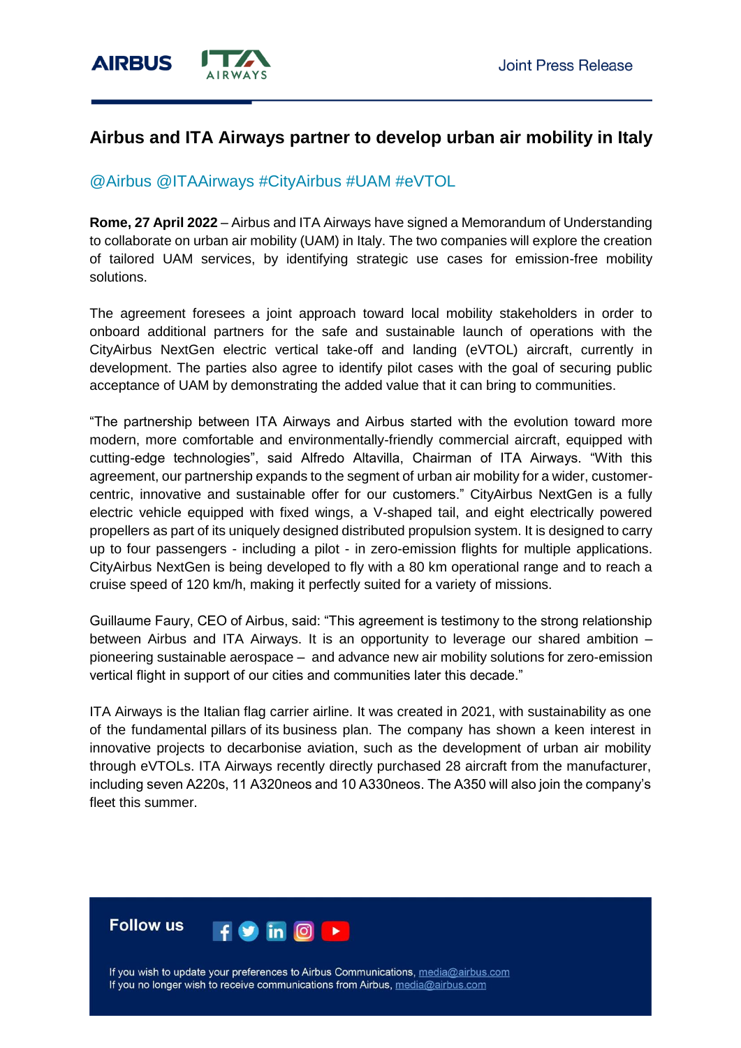Joint Press Release

# Airbus and ITA Airways partner to develop urban air mobility in Italy

@Airbus @ITAAirways #CityAirbus #UAM #eVTOL

**Rome, 27 April 2022** – Airbus and ITA Airways have signed a Memorandum of Understanding to collaborate on urban air mobility (UAM) in Italy. The two companies will explore the creation of tailored UAM services, by identifying strategic use cases for emission-free mobility solutions.

The agreement foresees a joint approach toward local mobility stakeholders in order to onboard additional partners for the safe and sustainable launch of operations with the CityAirbus NextGen electric vertical take-off and landing (eVTOL) aircraft, currently in development. The parties also agree to identify pilot cases with the goal of securing public acceptance of UAM by demonstrating the added value that it can bring to communities.

"The partnership between ITA Airways and Airbus started with the evolution toward more modern, more comfortable and environmentally-friendly commercial aircraft, equipped with cutting-edge technologies", said Alfredo Altavilla, Chairman of ITA Airways. "With this agreement, our partnership expands to the segment of urban air mobility for a wider, customer-centric, innovative and sustainable offer for our customers." CityAirbus NextGen is a fully electric vehicle equipped with fixed wings, a V-shaped tail, and eight electrically powered propellers as part of its uniquely designed distributed propulsion system. It is designed to carry up to four passengers - including a pilot - in zero-emission flights for multiple applications. CityAirbus NextGen is being developed to fly with a 80 km operational range and to reach a cruise speed of 120 km/h, making it perfectly suited for a variety of missions.

Guillaume Faury, CEO of Airbus, said: "This agreement is testimony to the strong relationship between Airbus and ITA Airways. It is an opportunity to leverage our shared ambition – pioneering sustainable aerospace – and advance new air mobility solutions for zero-emission vertical flight in support of our cities and communities later this decade."

ITA Airways is the Italian flag carrier airline. It was created in 2021, with sustainability as one of the fundamental pillars of its business plan. The company has shown a keen interest in innovative projects to decarbonise aviation, such as the development of urban air mobility through eVTOLs. ITA Airways recently directly purchased 28 aircraft from the manufacturer, including seven A220s, 11 A320neos and 10 A330neos. The A350 will also join the company's fleet this summer.

**Follow us**

If you wish to update your preferences to Airbus Communications, media@airbus.com
If you no longer wish to receive communications from Airbus, media@airbus.com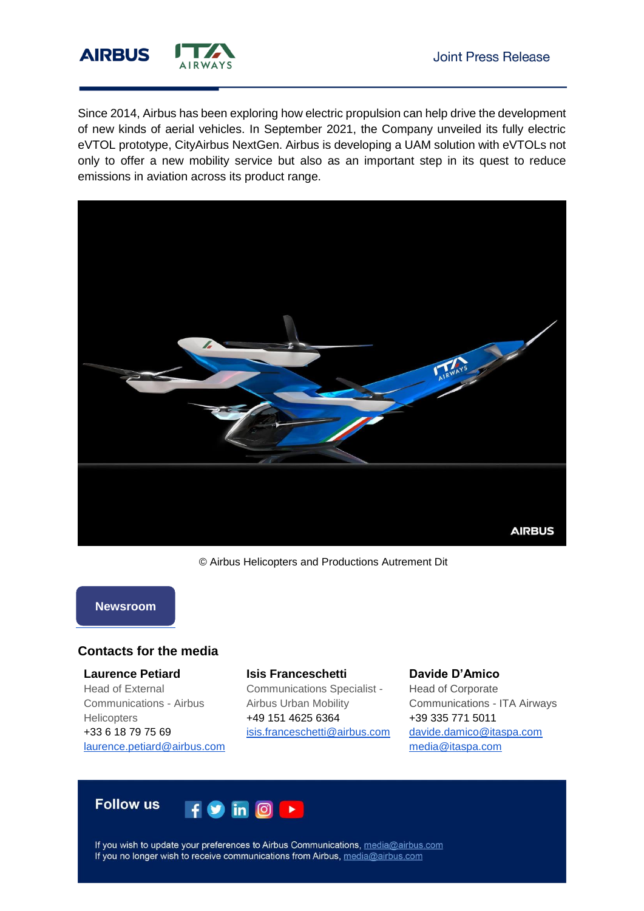Since 2014, Airbus has been exploring how electric propulsion can help drive the development of new kinds of aerial vehicles. In September 2021, the Company unveiled its fully electric eVTOL prototype, CityAirbus NextGen. Airbus is developing a UAM solution with eVTOLs not only to offer a new mobility service but also as an important step in its quest to reduce emissions in aviation across its product range.

© Airbus Helicopters and Productions Autrement Dit

**Newsroom**

## Contacts for the media

**Laurence Petiard**
Head of External Communications - Airbus Helicopters
+33 6 18 79 75 69
laurence.petiard@airbus.com

**Isis Franceschetti**
Communications Specialist - Airbus Urban Mobility
+49 151 4625 6364
isis.franceschetti@airbus.com

**Davide D'Amico**
Head of Corporate Communications - ITA Airways
+39 335 771 5011
davide.damico@itaspa.com
media@itaspa.com

**Follow us**

If you wish to update your preferences to Airbus Communications, media@airbus.com
If you no longer wish to receive communications from Airbus, media@airbus.com